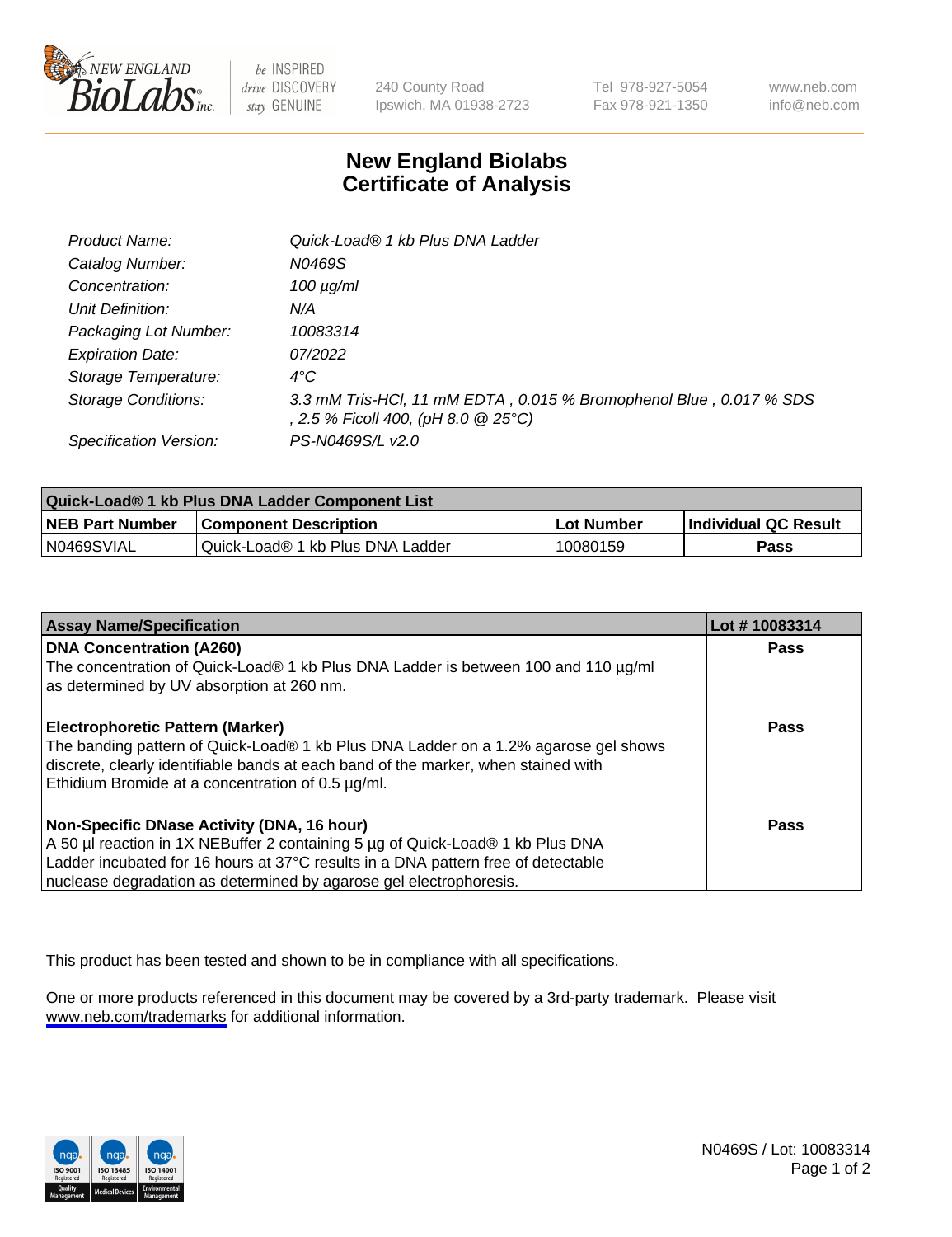# New England Biolabs Certificate of Analysis

| | |
|---|---|
| *Product Name:* | *Quick-Load® 1 kb Plus DNA Ladder* |
| *Catalog Number:* | *N0469S* |
| *Concentration:* | *100 µg/ml* |
| *Unit Definition:* | *N/A* |
| *Packaging Lot Number:* | *10083314* |
| *Expiration Date:* | *07/2022* |
| *Storage Temperature:* | *4°C* |
| *Storage Conditions:* | *3.3 mM Tris-HCl, 11 mM EDTA , 0.015 % Bromophenol Blue , 0.017 % SDS , 2.5 % Ficoll 400, (pH 8.0 @ 25°C)* |
| *Specification Version:* | *PS-N0469S/L v2.0* |

| Quick-Load® 1 kb Plus DNA Ladder Component List | | | |
|---|---|---|---|
| **NEB Part Number** | **Component Description** | **Lot Number** | **Individual QC Result** |
| N0469SVIAL | Quick-Load® 1 kb Plus DNA Ladder | 10080159 | **Pass** |

| Assay Name/Specification | Lot # 10083314 |
|---|---|
| **DNA Concentration (A260)**<br>The concentration of Quick-Load® 1 kb Plus DNA Ladder is between 100 and 110 µg/ml as determined by UV absorption at 260 nm. | **Pass** |
| **Electrophoretic Pattern (Marker)**<br>The banding pattern of Quick-Load® 1 kb Plus DNA Ladder on a 1.2% agarose gel shows discrete, clearly identifiable bands at each band of the marker, when stained with Ethidium Bromide at a concentration of 0.5 µg/ml. | **Pass** |
| **Non-Specific DNase Activity (DNA, 16 hour)**<br>A 50 µl reaction in 1X NEBuffer 2 containing 5 µg of Quick-Load® 1 kb Plus DNA Ladder incubated for 16 hours at 37°C results in a DNA pattern free of detectable nuclease degradation as determined by agarose gel electrophoresis. | **Pass** |

This product has been tested and shown to be in compliance with all specifications.

One or more products referenced in this document may be covered by a 3rd-party trademark. Please visit www.neb.com/trademarks for additional information.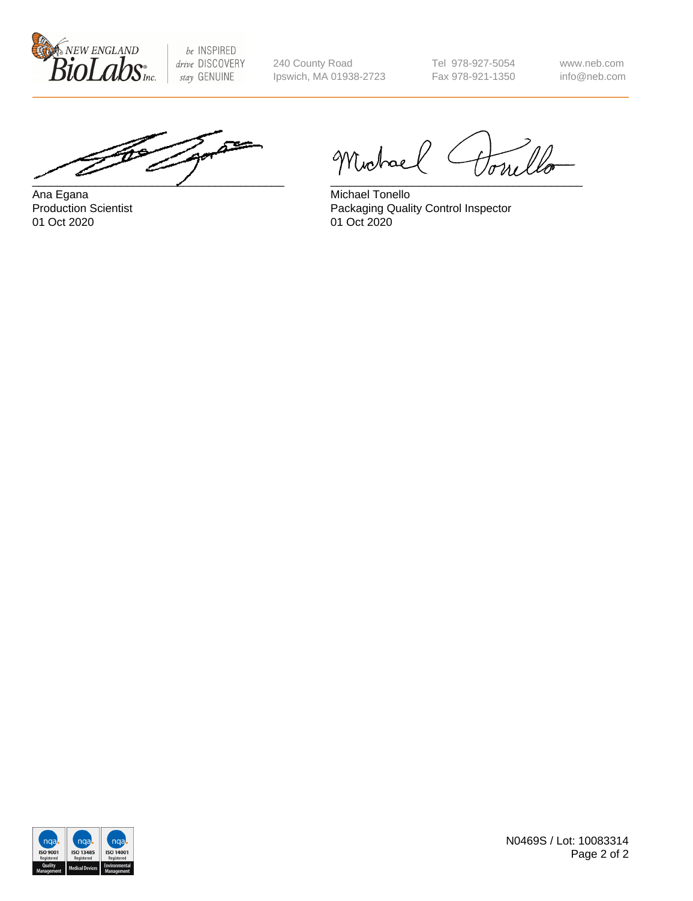New England BioLabs Inc.

be INSPIRED
drive DISCOVERY
stay GENUINE

240 County Road
Ipswich, MA 01938-2723

Tel 978-927-5054
Fax 978-921-1350

www.neb.com
info@neb.com

Ana Egana
Production Scientist
01 Oct 2020

Michael Tonello
Packaging Quality Control Inspector
01 Oct 2020

ISO 9001 Registered Quality Management | ISO 13485 Registered Medical Devices | ISO 14001 Registered Environmental Management

N0469S / Lot: 10083314